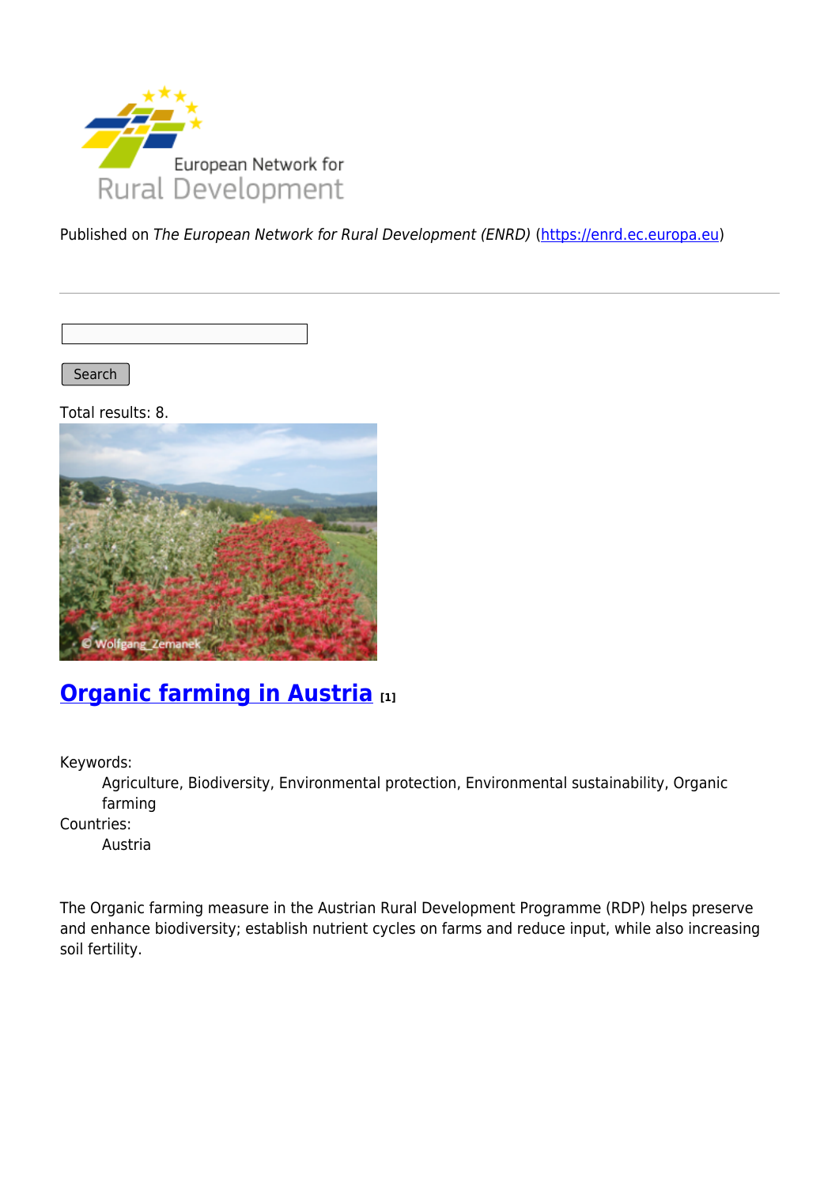Published on *The European Network for Rural Development (ENRD)* (https://enrd.ec.europa.eu)

Search

Total results: 8.

## Organic farming in Austria [1]

Keywords:
: Agriculture, Biodiversity, Environmental protection, Environmental sustainability, Organic farming

Countries:
: Austria

The Organic farming measure in the Austrian Rural Development Programme (RDP) helps preserve and enhance biodiversity; establish nutrient cycles on farms and reduce input, while also increasing soil fertility.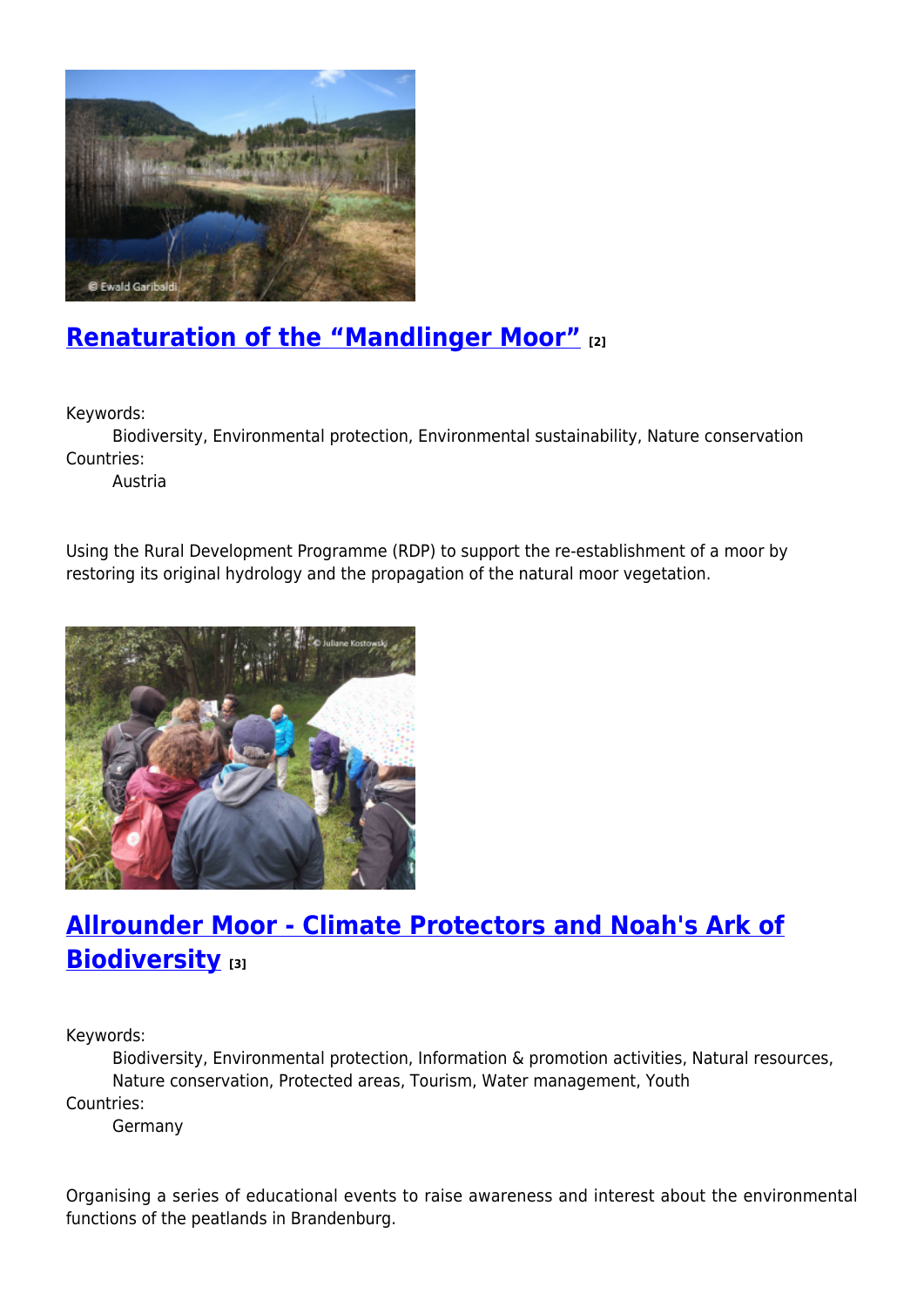## Renaturation of the “Mandlinger Moor” [2]

Keywords:
Biodiversity, Environmental protection, Environmental sustainability, Nature conservation

Countries:
Austria

Using the Rural Development Programme (RDP) to support the re-establishment of a moor by restoring its original hydrology and the propagation of the natural moor vegetation.

## Allrounder Moor - Climate Protectors and Noah's Ark of Biodiversity [3]

Keywords:
Biodiversity, Environmental protection, Information & promotion activities, Natural resources, Nature conservation, Protected areas, Tourism, Water management, Youth

Countries:
Germany

Organising a series of educational events to raise awareness and interest about the environmental functions of the peatlands in Brandenburg.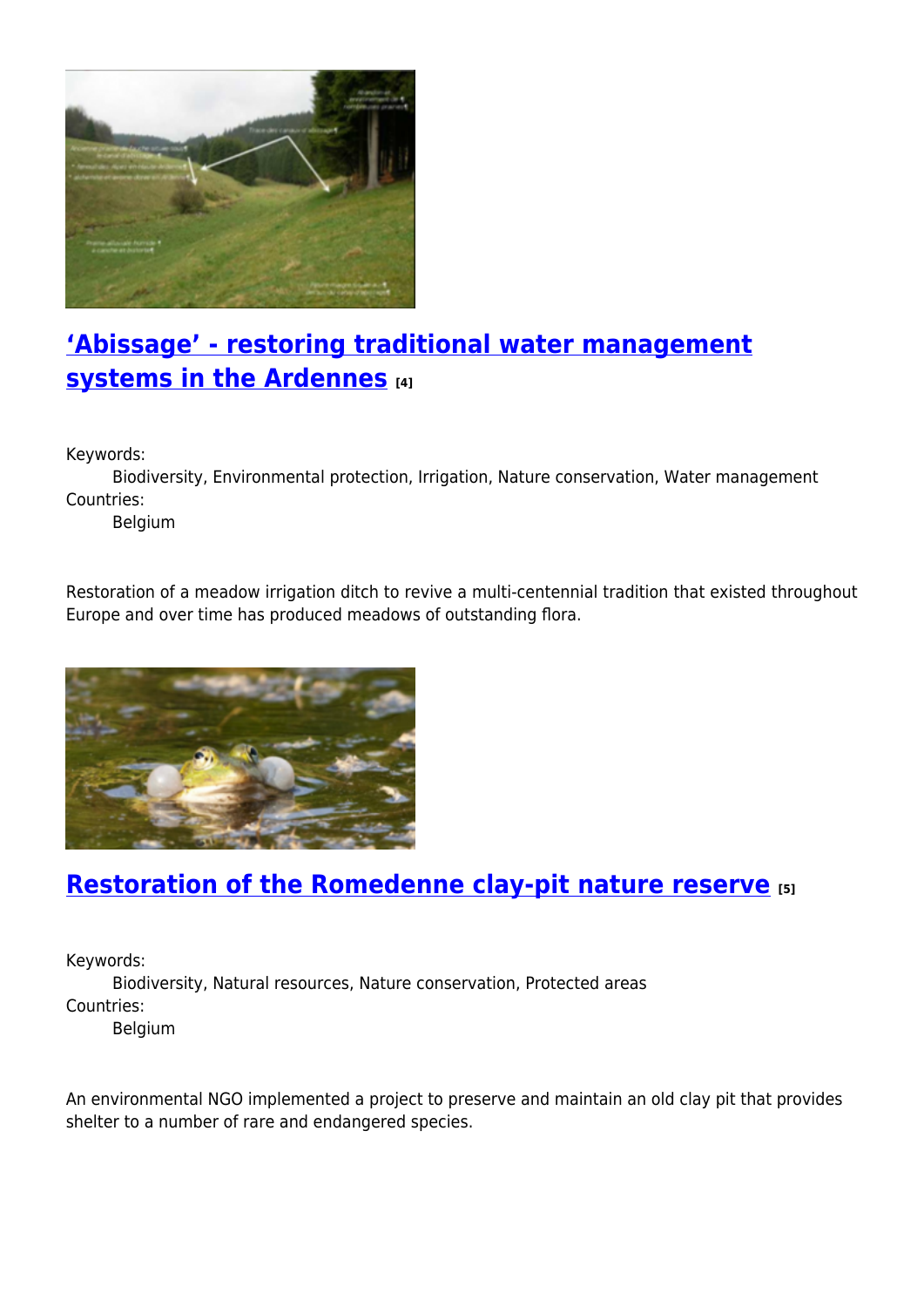## [‘Abissage’ - restoring traditional water management systems in the Ardennes](#) [4]

Keywords:
Biodiversity, Environmental protection, Irrigation, Nature conservation, Water management
Countries:
Belgium

Restoration of a meadow irrigation ditch to revive a multi-centennial tradition that existed throughout Europe and over time has produced meadows of outstanding flora.

## [Restoration of the Romedenne clay-pit nature reserve](#) [5]

Keywords:
Biodiversity, Natural resources, Nature conservation, Protected areas
Countries:
Belgium

An environmental NGO implemented a project to preserve and maintain an old clay pit that provides shelter to a number of rare and endangered species.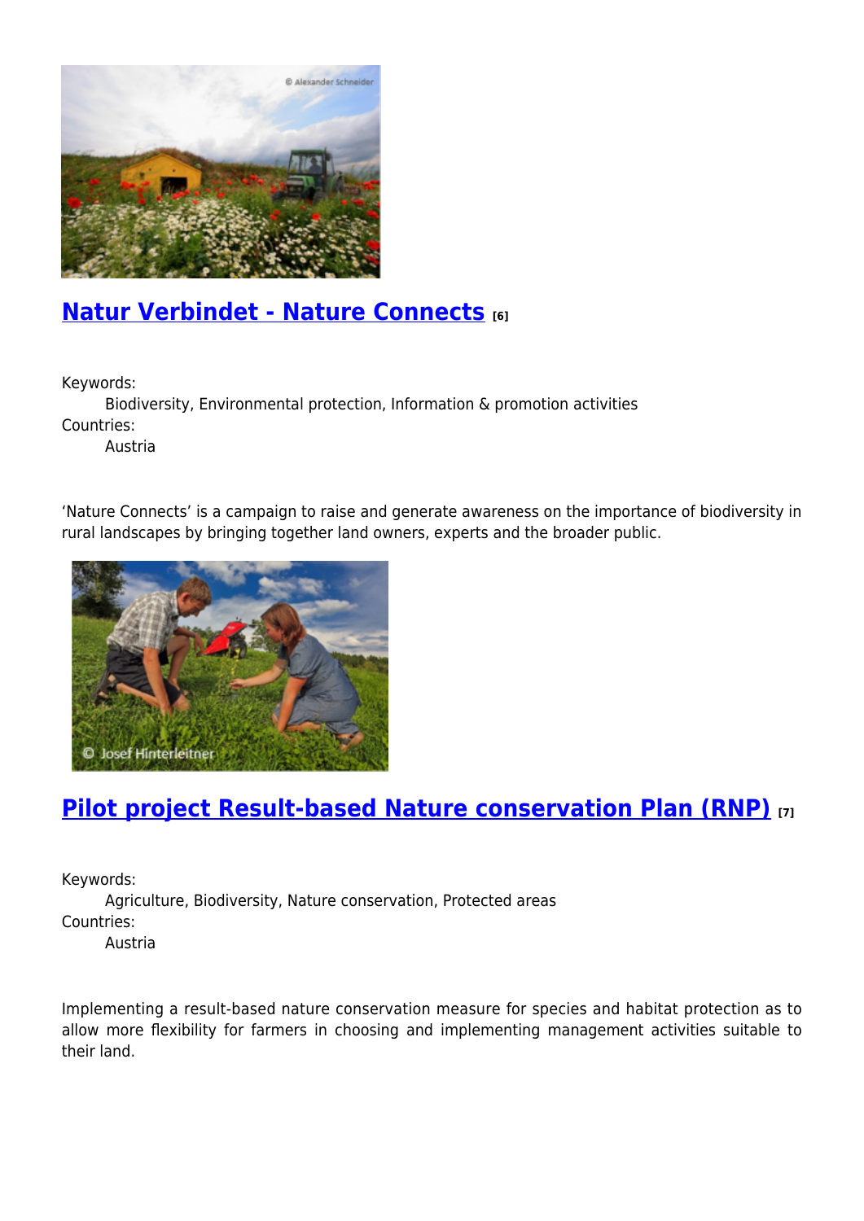## Natur Verbindet - Nature Connects [6]

Keywords:
Biodiversity, Environmental protection, Information & promotion activities

Countries:
Austria

'Nature Connects' is a campaign to raise and generate awareness on the importance of biodiversity in rural landscapes by bringing together land owners, experts and the broader public.

## Pilot project Result-based Nature conservation Plan (RNP) [7]

Keywords:
Agriculture, Biodiversity, Nature conservation, Protected areas

Countries:
Austria

Implementing a result-based nature conservation measure for species and habitat protection as to allow more flexibility for farmers in choosing and implementing management activities suitable to their land.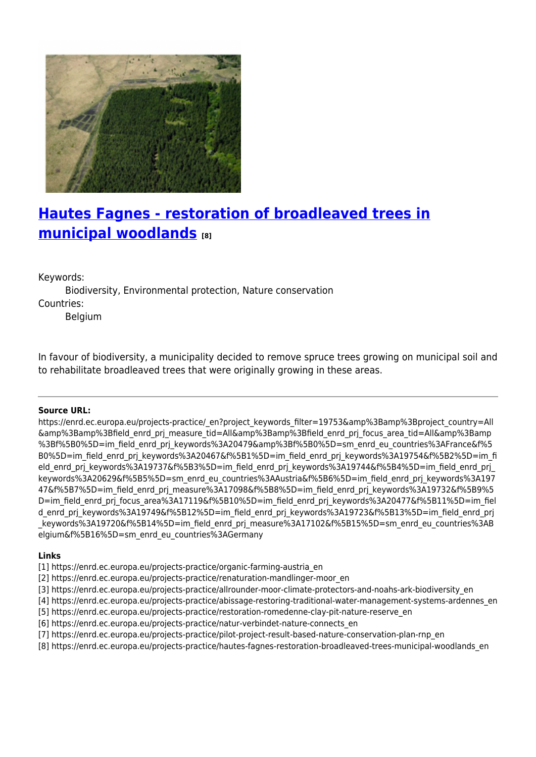## [Hautes Fagnes - restoration of broadleaved trees in municipal woodlands](https://enrd.ec.europa.eu/projects-practice/hautes-fagnes-restoration-broadleaved-trees-municipal-woodlands_en) [8]

Keywords:
Biodiversity, Environmental protection, Nature conservation

Countries:
Belgium

In favour of biodiversity, a municipality decided to remove spruce trees growing on municipal soil and to rehabilitate broadleaved trees that were originally growing in these areas.

---

**Source URL:**
https://enrd.ec.europa.eu/projects-practice/_en?project_keywords_filter=19753&amp%3Bamp%3Bproject_country=All&amp%3Bamp%3Bfield_enrd_prj_measure_tid=All&amp%3Bamp%3Bfield_enrd_prj_focus_area_tid=All&amp%3Bamp%3Bf%5B0%5D=im_field_enrd_prj_keywords%3A20479&amp%3Bf%5B0%5D=sm_enrd_eu_countries%3AFrance&f%5B0%5D=im_field_enrd_prj_keywords%3A20467&f%5B1%5D=im_field_enrd_prj_keywords%3A19754&f%5B2%5D=im_field_enrd_prj_keywords%3A19737&f%5B3%5D=im_field_enrd_prj_keywords%3A19744&f%5B4%5D=im_field_enrd_prj_keywords%3A20629&f%5B5%5D=sm_enrd_eu_countries%3AAustria&f%5B6%5D=im_field_enrd_prj_keywords%3A19747&f%5B7%5D=im_field_enrd_prj_measure%3A17098&f%5B8%5D=im_field_enrd_prj_keywords%3A19732&f%5B9%5D=im_field_enrd_prj_focus_area%3A17119&f%5B10%5D=im_field_enrd_prj_keywords%3A20477&f%5B11%5D=im_field_enrd_prj_keywords%3A19749&f%5B12%5D=im_field_enrd_prj_keywords%3A19723&f%5B13%5D=im_field_enrd_prj_keywords%3A19720&f%5B14%5D=im_field_enrd_prj_measure%3A17102&f%5B15%5D=sm_enrd_eu_countries%3ABelgium&f%5B16%5D=sm_enrd_eu_countries%3AGermany

**Links**
[1] https://enrd.ec.europa.eu/projects-practice/organic-farming-austria_en
[2] https://enrd.ec.europa.eu/projects-practice/renaturation-mandlinger-moor_en
[3] https://enrd.ec.europa.eu/projects-practice/allrounder-moor-climate-protectors-and-noahs-ark-biodiversity_en
[4] https://enrd.ec.europa.eu/projects-practice/abissage-restoring-traditional-water-management-systems-ardennes_en
[5] https://enrd.ec.europa.eu/projects-practice/restoration-romedenne-clay-pit-nature-reserve_en
[6] https://enrd.ec.europa.eu/projects-practice/natur-verbindet-nature-connects_en
[7] https://enrd.ec.europa.eu/projects-practice/pilot-project-result-based-nature-conservation-plan-rnp_en
[8] https://enrd.ec.europa.eu/projects-practice/hautes-fagnes-restoration-broadleaved-trees-municipal-woodlands_en